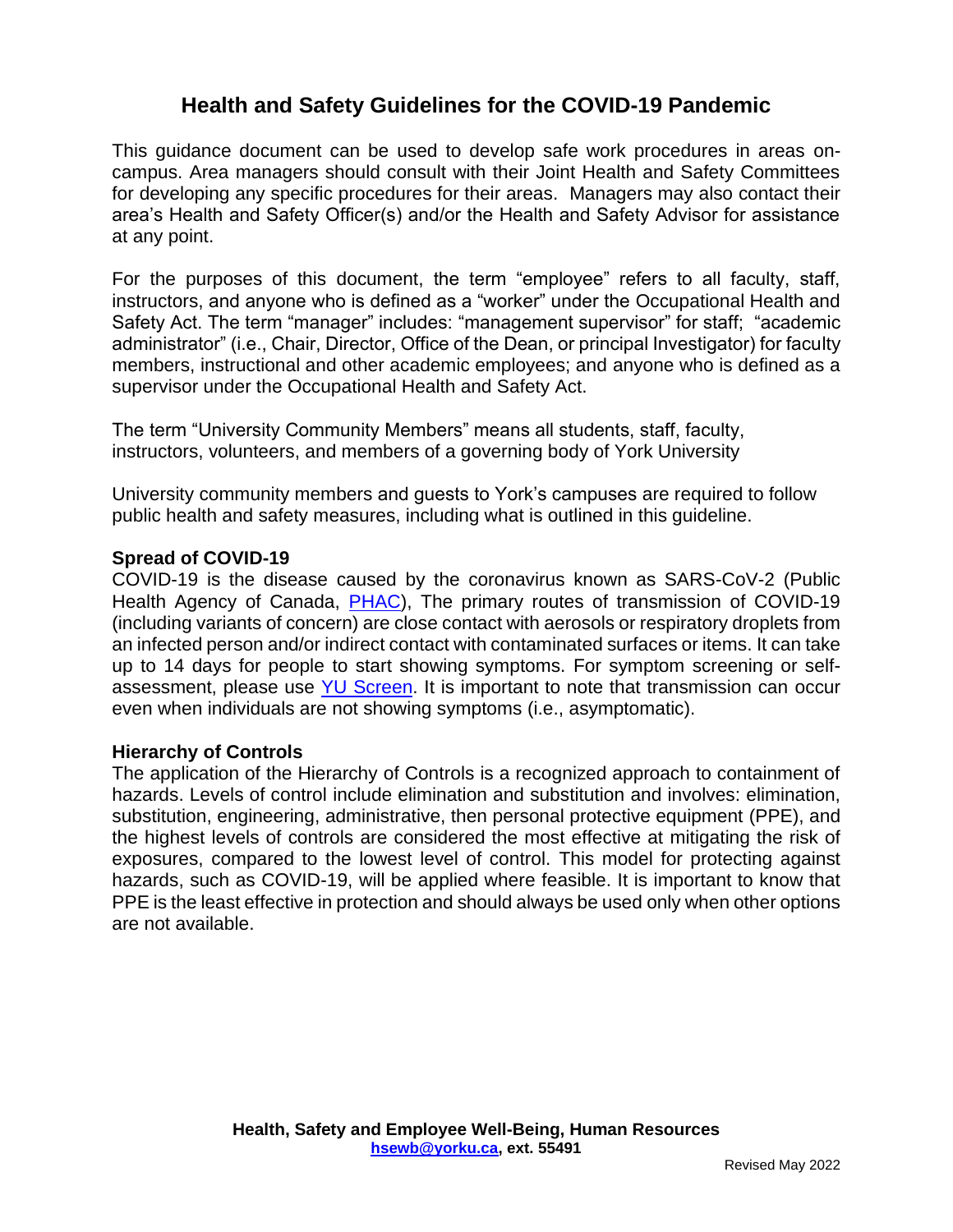# Health and Safety Guidelines for the COVID-19 Pandemic

This guidance document can be used to develop safe work procedures in areas on-campus. Area managers should consult with their Joint Health and Safety Committees for developing any specific procedures for their areas. Managers may also contact their area's Health and Safety Officer(s) and/or the Health and Safety Advisor for assistance at any point.

For the purposes of this document, the term "employee" refers to all faculty, staff, instructors, and anyone who is defined as a "worker" under the Occupational Health and Safety Act. The term "manager" includes: "management supervisor" for staff; "academic administrator" (i.e., Chair, Director, Office of the Dean, or principal Investigator) for faculty members, instructional and other academic employees; and anyone who is defined as a supervisor under the Occupational Health and Safety Act.

The term "University Community Members" means all students, staff, faculty, instructors, volunteers, and members of a governing body of York University

University community members and guests to York's campuses are required to follow public health and safety measures, including what is outlined in this guideline.

**Spread of COVID-19**

COVID-19 is the disease caused by the coronavirus known as SARS-CoV-2 (Public Health Agency of Canada, PHAC), The primary routes of transmission of COVID-19 (including variants of concern) are close contact with aerosols or respiratory droplets from an infected person and/or indirect contact with contaminated surfaces or items. It can take up to 14 days for people to start showing symptoms. For symptom screening or self-assessment, please use YU Screen. It is important to note that transmission can occur even when individuals are not showing symptoms (i.e., asymptomatic).

**Hierarchy of Controls**

The application of the Hierarchy of Controls is a recognized approach to containment of hazards. Levels of control include elimination and substitution and involves: elimination, substitution, engineering, administrative, then personal protective equipment (PPE), and the highest levels of controls are considered the most effective at mitigating the risk of exposures, compared to the lowest level of control. This model for protecting against hazards, such as COVID-19, will be applied where feasible. It is important to know that PPE is the least effective in protection and should always be used only when other options are not available.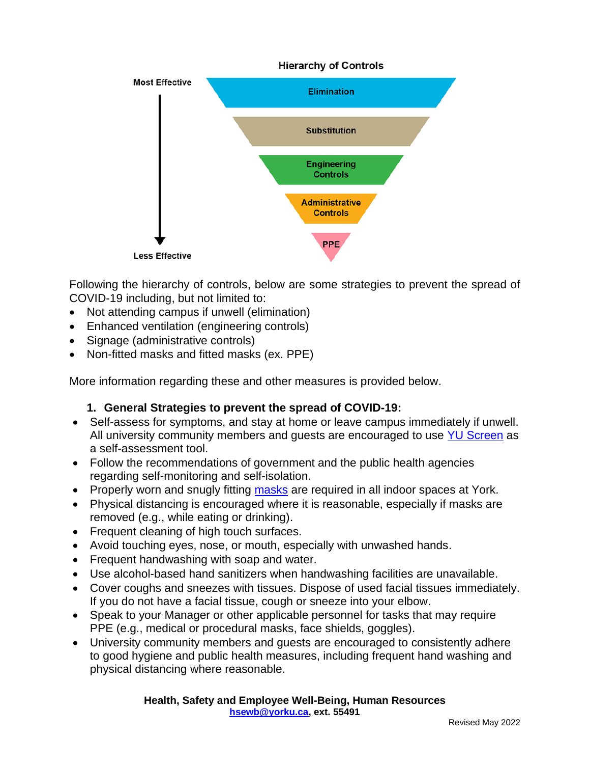**Hierarchy of Controls**

Most Effective

- Elimination
- Substitution
- Engineering Controls
- Administrative Controls
- PPE

Less Effective

Following the hierarchy of controls, below are some strategies to prevent the spread of COVID-19 including, but not limited to:

- Not attending campus if unwell (elimination)
- Enhanced ventilation (engineering controls)
- Signage (administrative controls)
- Non-fitted masks and fitted masks (ex. PPE)

More information regarding these and other measures is provided below.

## 1. General Strategies to prevent the spread of COVID-19:

- Self-assess for symptoms, and stay at home or leave campus immediately if unwell. All university community members and guests are encouraged to use YU Screen as a self-assessment tool.
- Follow the recommendations of government and the public health agencies regarding self-monitoring and self-isolation.
- Properly worn and snugly fitting masks are required in all indoor spaces at York.
- Physical distancing is encouraged where it is reasonable, especially if masks are removed (e.g., while eating or drinking).
- Frequent cleaning of high touch surfaces.
- Avoid touching eyes, nose, or mouth, especially with unwashed hands.
- Frequent handwashing with soap and water.
- Use alcohol-based hand sanitizers when handwashing facilities are unavailable.
- Cover coughs and sneezes with tissues. Dispose of used facial tissues immediately. If you do not have a facial tissue, cough or sneeze into your elbow.
- Speak to your Manager or other applicable personnel for tasks that may require PPE (e.g., medical or procedural masks, face shields, goggles).
- University community members and guests are encouraged to consistently adhere to good hygiene and public health measures, including frequent hand washing and physical distancing where reasonable.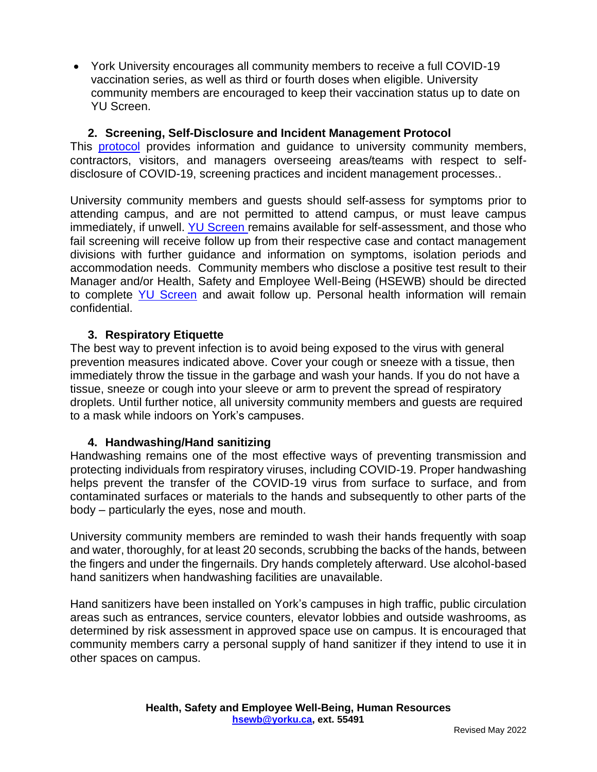- York University encourages all community members to receive a full COVID-19 vaccination series, as well as third or fourth doses when eligible. University community members are encouraged to keep their vaccination status up to date on YU Screen.

### 2. Screening, Self-Disclosure and Incident Management Protocol

This protocol provides information and guidance to university community members, contractors, visitors, and managers overseeing areas/teams with respect to self-disclosure of COVID-19, screening practices and incident management processes..

University community members and guests should self-assess for symptoms prior to attending campus, and are not permitted to attend campus, or must leave campus immediately, if unwell. YU Screen remains available for self-assessment, and those who fail screening will receive follow up from their respective case and contact management divisions with further guidance and information on symptoms, isolation periods and accommodation needs. Community members who disclose a positive test result to their Manager and/or Health, Safety and Employee Well-Being (HSEWB) should be directed to complete YU Screen and await follow up. Personal health information will remain confidential.

### 3. Respiratory Etiquette

The best way to prevent infection is to avoid being exposed to the virus with general prevention measures indicated above. Cover your cough or sneeze with a tissue, then immediately throw the tissue in the garbage and wash your hands. If you do not have a tissue, sneeze or cough into your sleeve or arm to prevent the spread of respiratory droplets. Until further notice, all university community members and guests are required to a mask while indoors on York's campuses.

### 4. Handwashing/Hand sanitizing

Handwashing remains one of the most effective ways of preventing transmission and protecting individuals from respiratory viruses, including COVID-19. Proper handwashing helps prevent the transfer of the COVID-19 virus from surface to surface, and from contaminated surfaces or materials to the hands and subsequently to other parts of the body – particularly the eyes, nose and mouth.

University community members are reminded to wash their hands frequently with soap and water, thoroughly, for at least 20 seconds, scrubbing the backs of the hands, between the fingers and under the fingernails. Dry hands completely afterward. Use alcohol-based hand sanitizers when handwashing facilities are unavailable.

Hand sanitizers have been installed on York's campuses in high traffic, public circulation areas such as entrances, service counters, elevator lobbies and outside washrooms, as determined by risk assessment in approved space use on campus. It is encouraged that community members carry a personal supply of hand sanitizer if they intend to use it in other spaces on campus.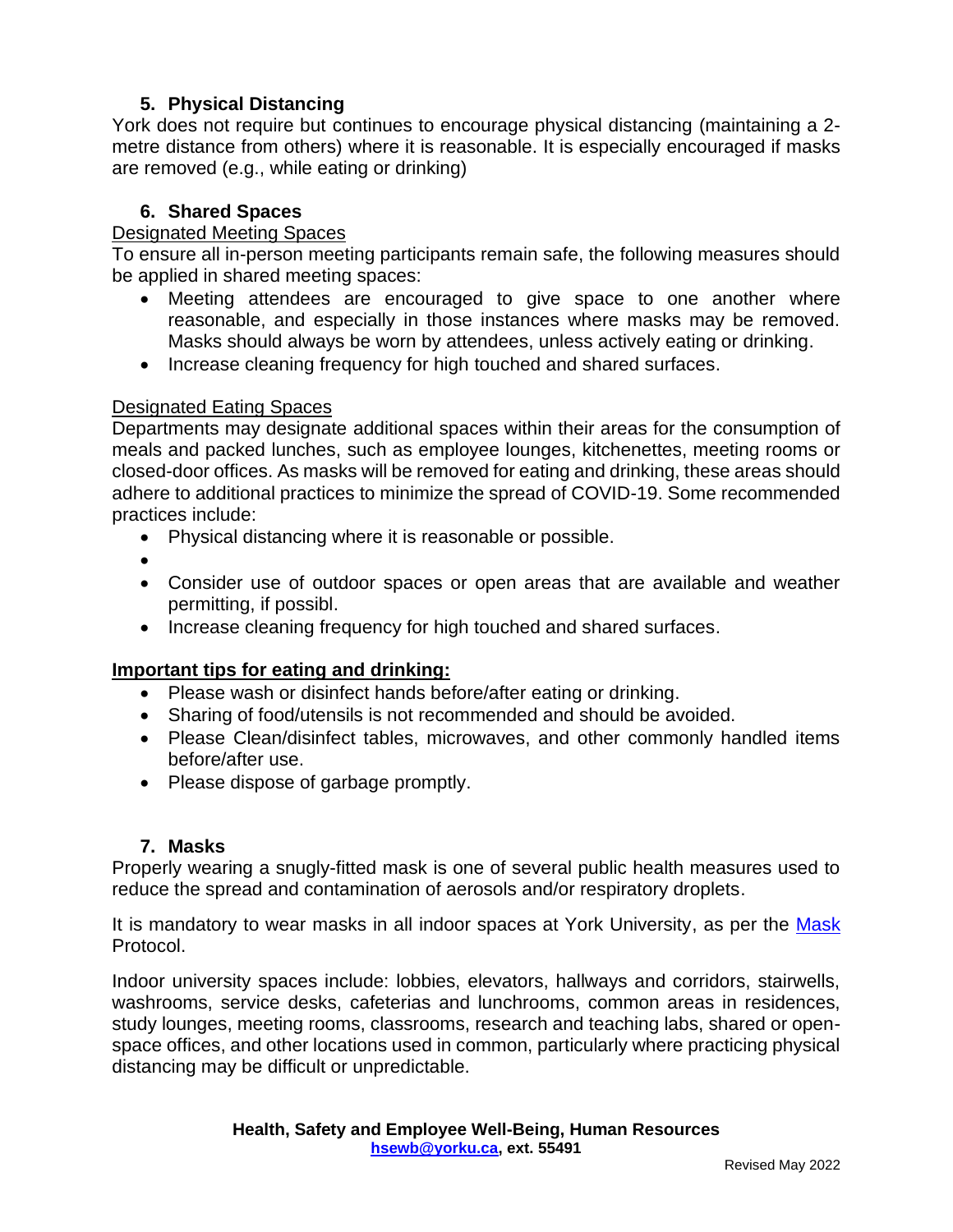### 5. Physical Distancing

York does not require but continues to encourage physical distancing (maintaining a 2-metre distance from others) where it is reasonable. It is especially encouraged if masks are removed (e.g., while eating or drinking)

### 6. Shared Spaces

<u>Designated Meeting Spaces</u>

To ensure all in-person meeting participants remain safe, the following measures should be applied in shared meeting spaces:

- Meeting attendees are encouraged to give space to one another where reasonable, and especially in those instances where masks may be removed. Masks should always be worn by attendees, unless actively eating or drinking.
- Increase cleaning frequency for high touched and shared surfaces.

<u>Designated Eating Spaces</u>

Departments may designate additional spaces within their areas for the consumption of meals and packed lunches, such as employee lounges, kitchenettes, meeting rooms or closed-door offices. As masks will be removed for eating and drinking, these areas should adhere to additional practices to minimize the spread of COVID-19. Some recommended practices include:

- Physical distancing where it is reasonable or possible.
- 
- Consider use of outdoor spaces or open areas that are available and weather permitting, if possibl.
- Increase cleaning frequency for high touched and shared surfaces.

**<u>Important tips for eating and drinking:</u>**

- Please wash or disinfect hands before/after eating or drinking.
- Sharing of food/utensils is not recommended and should be avoided.
- Please Clean/disinfect tables, microwaves, and other commonly handled items before/after use.
- Please dispose of garbage promptly.

### 7. Masks

Properly wearing a snugly-fitted mask is one of several public health measures used to reduce the spread and contamination of aerosols and/or respiratory droplets.

It is mandatory to wear masks in all indoor spaces at York University, as per the Mask Protocol.

Indoor university spaces include: lobbies, elevators, hallways and corridors, stairwells, washrooms, service desks, cafeterias and lunchrooms, common areas in residences, study lounges, meeting rooms, classrooms, research and teaching labs, shared or open-space offices, and other locations used in common, particularly where practicing physical distancing may be difficult or unpredictable.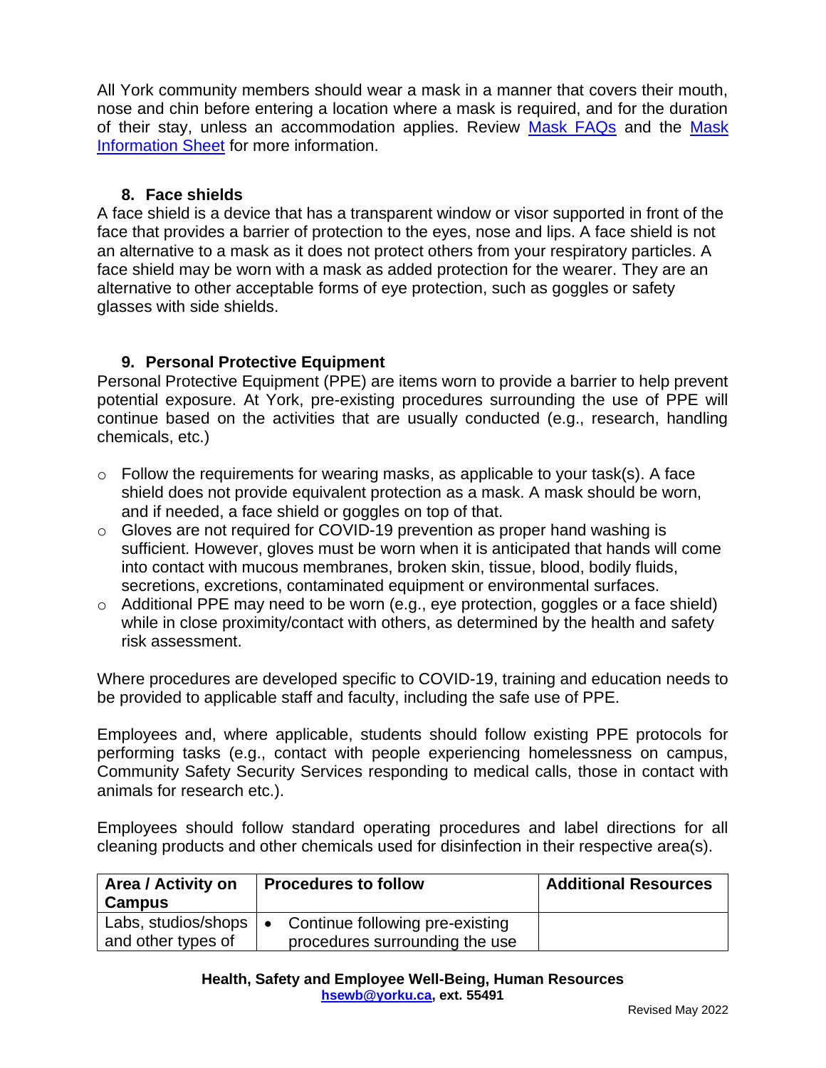All York community members should wear a mask in a manner that covers their mouth, nose and chin before entering a location where a mask is required, and for the duration of their stay, unless an accommodation applies. Review [Mask FAQs]() and the [Mask Information Sheet]() for more information.

### 8. Face shields

A face shield is a device that has a transparent window or visor supported in front of the face that provides a barrier of protection to the eyes, nose and lips. A face shield is not an alternative to a mask as it does not protect others from your respiratory particles. A face shield may be worn with a mask as added protection for the wearer. They are an alternative to other acceptable forms of eye protection, such as goggles or safety glasses with side shields.

### 9. Personal Protective Equipment

Personal Protective Equipment (PPE) are items worn to provide a barrier to help prevent potential exposure. At York, pre-existing procedures surrounding the use of PPE will continue based on the activities that are usually conducted (e.g., research, handling chemicals, etc.)

- Follow the requirements for wearing masks, as applicable to your task(s). A face shield does not provide equivalent protection as a mask. A mask should be worn, and if needed, a face shield or goggles on top of that.
- Gloves are not required for COVID-19 prevention as proper hand washing is sufficient. However, gloves must be worn when it is anticipated that hands will come into contact with mucous membranes, broken skin, tissue, blood, bodily fluids, secretions, excretions, contaminated equipment or environmental surfaces.
- Additional PPE may need to be worn (e.g., eye protection, goggles or a face shield) while in close proximity/contact with others, as determined by the health and safety risk assessment.

Where procedures are developed specific to COVID-19, training and education needs to be provided to applicable staff and faculty, including the safe use of PPE.

Employees and, where applicable, students should follow existing PPE protocols for performing tasks (e.g., contact with people experiencing homelessness on campus, Community Safety Security Services responding to medical calls, those in contact with animals for research etc.).

Employees should follow standard operating procedures and label directions for all cleaning products and other chemicals used for disinfection in their respective area(s).

| Area / Activity on Campus | Procedures to follow | Additional Resources |
| --- | --- | --- |
| Labs, studios/shops and other types of | • Continue following pre-existing procedures surrounding the use | |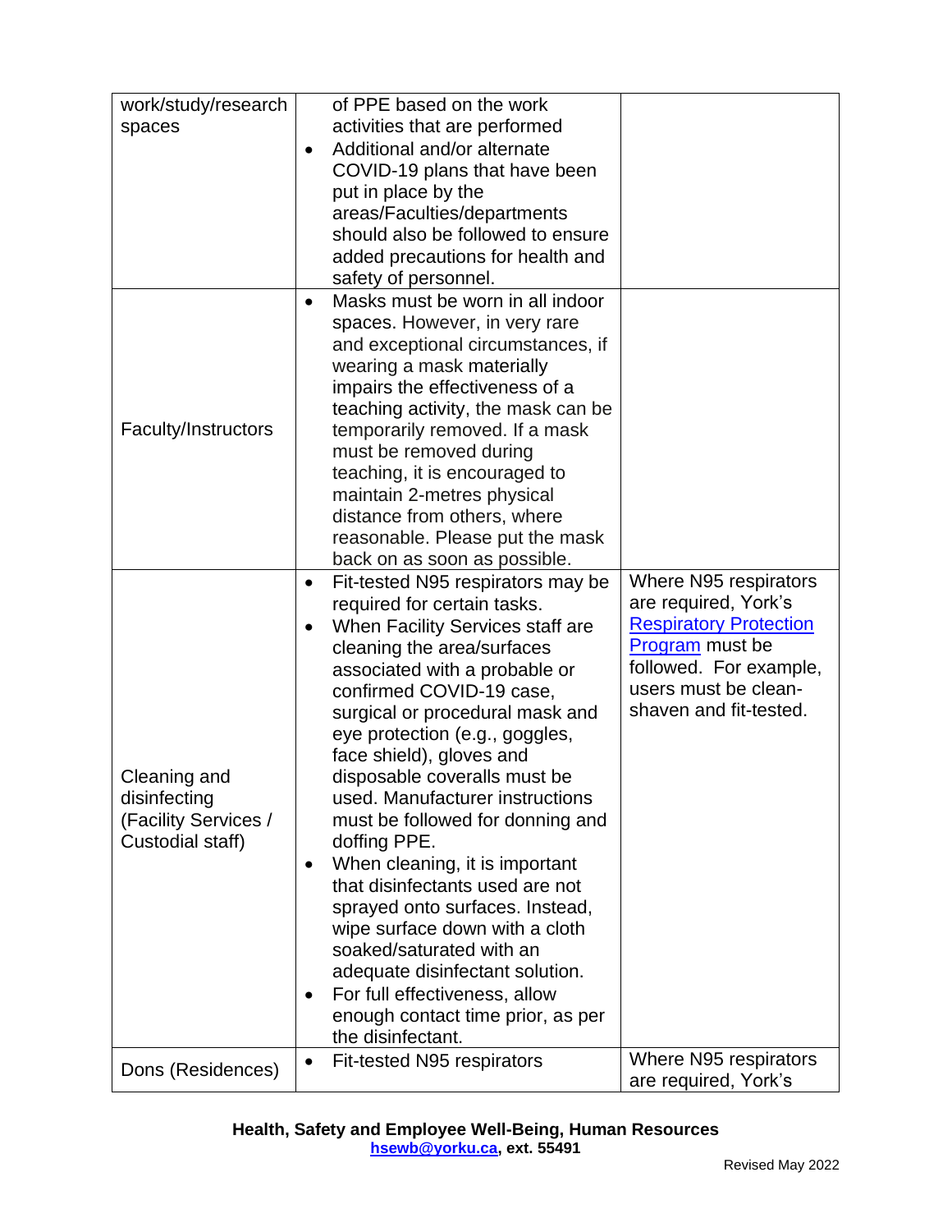| | | |
|---|---|---|
| work/study/research spaces | of PPE based on the work activities that are performed<br>• Additional and/or alternate COVID-19 plans that have been put in place by the areas/Faculties/departments should also be followed to ensure added precautions for health and safety of personnel. | |
| Faculty/Instructors | • Masks must be worn in all indoor spaces. However, in very rare and exceptional circumstances, if wearing a mask materially impairs the effectiveness of a teaching activity, the mask can be temporarily removed. If a mask must be removed during teaching, it is encouraged to maintain 2-metres physical distance from others, where reasonable. Please put the mask back on as soon as possible. | |
| Cleaning and disinfecting (Facility Services / Custodial staff) | • Fit-tested N95 respirators may be required for certain tasks.<br>• When Facility Services staff are cleaning the area/surfaces associated with a probable or confirmed COVID-19 case, surgical or procedural mask and eye protection (e.g., goggles, face shield), gloves and disposable coveralls must be used. Manufacturer instructions must be followed for donning and doffing PPE.<br>• When cleaning, it is important that disinfectants used are not sprayed onto surfaces. Instead, wipe surface down with a cloth soaked/saturated with an adequate disinfectant solution.<br>• For full effectiveness, allow enough contact time prior, as per the disinfectant. | Where N95 respirators are required, York's Respiratory Protection Program must be followed. For example, users must be clean-shaven and fit-tested. |
| Dons (Residences) | • Fit-tested N95 respirators | Where N95 respirators are required, York's |

**Health, Safety and Employee Well-Being, Human Resources**
**hsewb@yorku.ca, ext. 55491**

Revised May 2022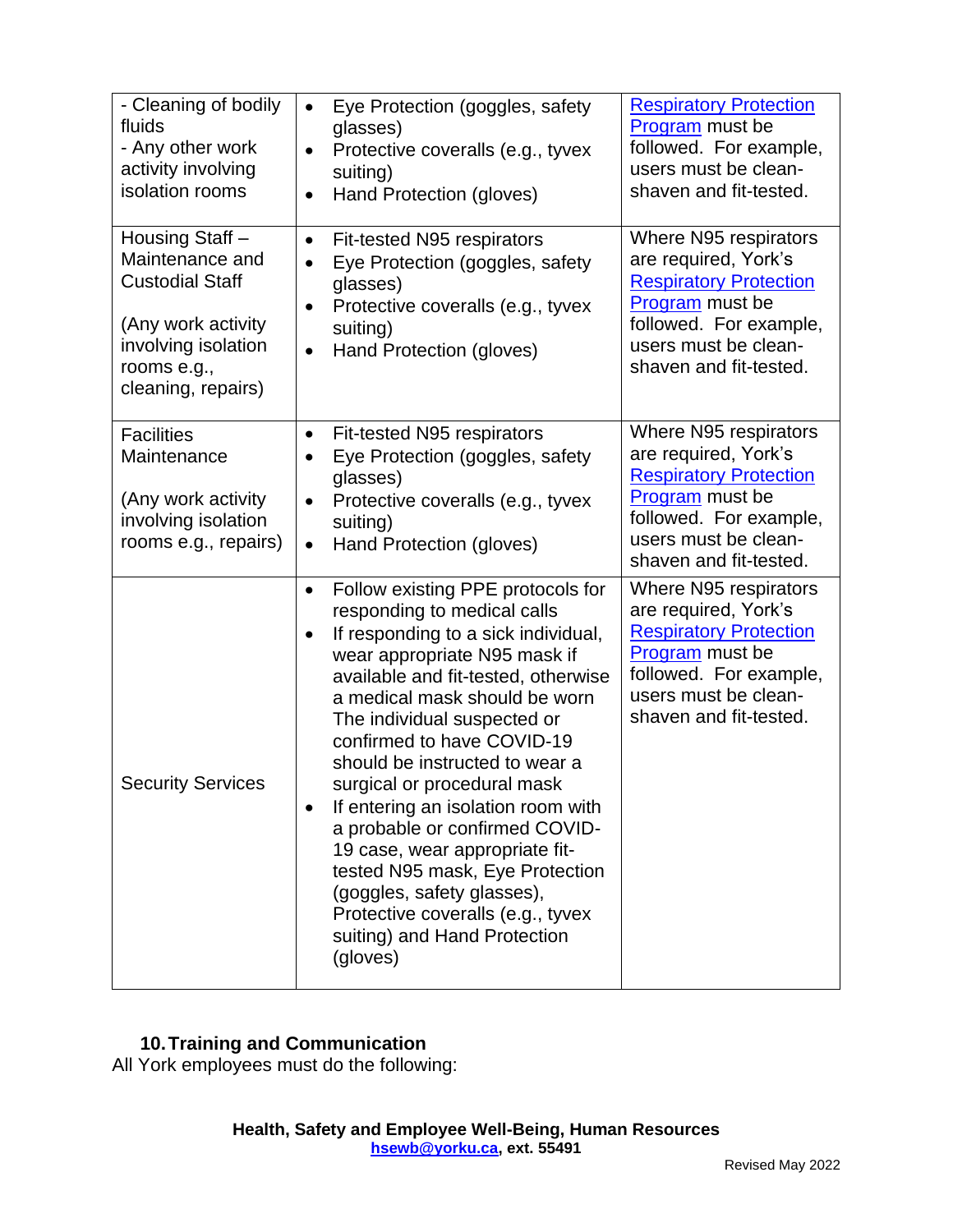| | | |
|---|---|---|
| - Cleaning of bodily fluids<br>- Any other work activity involving isolation rooms | • Eye Protection (goggles, safety glasses)<br>• Protective coveralls (e.g., tyvex suiting)<br>• Hand Protection (gloves) | Respiratory Protection Program must be followed. For example, users must be clean-shaven and fit-tested. |
| Housing Staff – Maintenance and Custodial Staff<br><br>(Any work activity involving isolation rooms e.g., cleaning, repairs) | • Fit-tested N95 respirators<br>• Eye Protection (goggles, safety glasses)<br>• Protective coveralls (e.g., tyvex suiting)<br>• Hand Protection (gloves) | Where N95 respirators are required, York's Respiratory Protection Program must be followed. For example, users must be clean-shaven and fit-tested. |
| Facilities Maintenance<br><br>(Any work activity involving isolation rooms e.g., repairs) | • Fit-tested N95 respirators<br>• Eye Protection (goggles, safety glasses)<br>• Protective coveralls (e.g., tyvex suiting)<br>• Hand Protection (gloves) | Where N95 respirators are required, York's Respiratory Protection Program must be followed. For example, users must be clean-shaven and fit-tested. |
| Security Services | • Follow existing PPE protocols for responding to medical calls<br>• If responding to a sick individual, wear appropriate N95 mask if available and fit-tested, otherwise a medical mask should be worn The individual suspected or confirmed to have COVID-19 should be instructed to wear a surgical or procedural mask<br>• If entering an isolation room with a probable or confirmed COVID-19 case, wear appropriate fit-tested N95 mask, Eye Protection (goggles, safety glasses), Protective coveralls (e.g., tyvex suiting) and Hand Protection (gloves) | Where N95 respirators are required, York's Respiratory Protection Program must be followed. For example, users must be clean-shaven and fit-tested. |

## 10. Training and Communication

All York employees must do the following: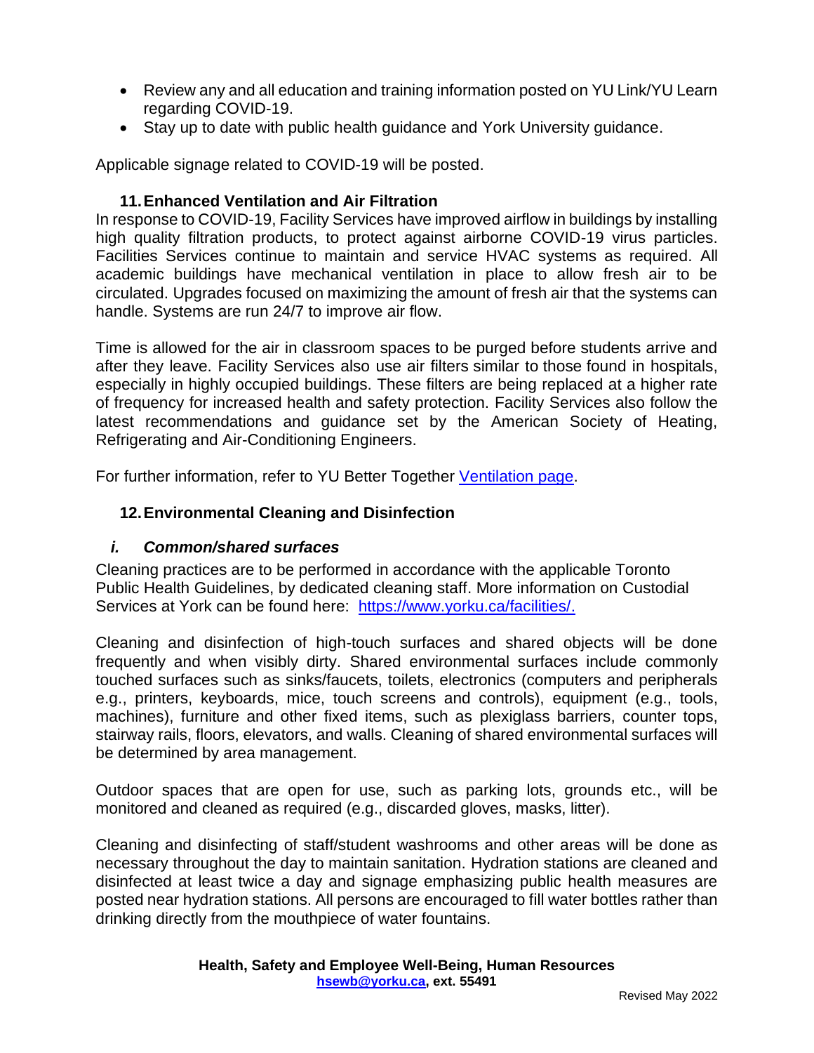- Review any and all education and training information posted on YU Link/YU Learn regarding COVID-19.
- Stay up to date with public health guidance and York University guidance.

Applicable signage related to COVID-19 will be posted.

## 11. Enhanced Ventilation and Air Filtration

In response to COVID-19, Facility Services have improved airflow in buildings by installing high quality filtration products, to protect against airborne COVID-19 virus particles. Facilities Services continue to maintain and service HVAC systems as required. All academic buildings have mechanical ventilation in place to allow fresh air to be circulated. Upgrades focused on maximizing the amount of fresh air that the systems can handle. Systems are run 24/7 to improve air flow.

Time is allowed for the air in classroom spaces to be purged before students arrive and after they leave. Facility Services also use air filters similar to those found in hospitals, especially in highly occupied buildings. These filters are being replaced at a higher rate of frequency for increased health and safety protection. Facility Services also follow the latest recommendations and guidance set by the American Society of Heating, Refrigerating and Air-Conditioning Engineers.

For further information, refer to YU Better Together Ventilation page.

## 12. Environmental Cleaning and Disinfection

### *i. Common/shared surfaces*

Cleaning practices are to be performed in accordance with the applicable Toronto Public Health Guidelines, by dedicated cleaning staff. More information on Custodial Services at York can be found here: https://www.yorku.ca/facilities/.

Cleaning and disinfection of high-touch surfaces and shared objects will be done frequently and when visibly dirty. Shared environmental surfaces include commonly touched surfaces such as sinks/faucets, toilets, electronics (computers and peripherals e.g., printers, keyboards, mice, touch screens and controls), equipment (e.g., tools, machines), furniture and other fixed items, such as plexiglass barriers, counter tops, stairway rails, floors, elevators, and walls. Cleaning of shared environmental surfaces will be determined by area management.

Outdoor spaces that are open for use, such as parking lots, grounds etc., will be monitored and cleaned as required (e.g., discarded gloves, masks, litter).

Cleaning and disinfecting of staff/student washrooms and other areas will be done as necessary throughout the day to maintain sanitation. Hydration stations are cleaned and disinfected at least twice a day and signage emphasizing public health measures are posted near hydration stations. All persons are encouraged to fill water bottles rather than drinking directly from the mouthpiece of water fountains.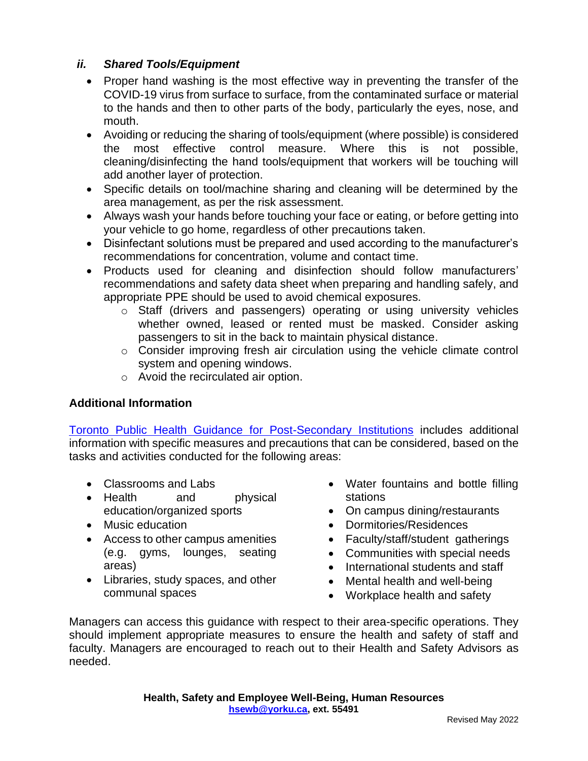### *ii. Shared Tools/Equipment*

- Proper hand washing is the most effective way in preventing the transfer of the COVID-19 virus from surface to surface, from the contaminated surface or material to the hands and then to other parts of the body, particularly the eyes, nose, and mouth.
- Avoiding or reducing the sharing of tools/equipment (where possible) is considered the most effective control measure. Where this is not possible, cleaning/disinfecting the hand tools/equipment that workers will be touching will add another layer of protection.
- Specific details on tool/machine sharing and cleaning will be determined by the area management, as per the risk assessment.
- Always wash your hands before touching your face or eating, or before getting into your vehicle to go home, regardless of other precautions taken.
- Disinfectant solutions must be prepared and used according to the manufacturer's recommendations for concentration, volume and contact time.
- Products used for cleaning and disinfection should follow manufacturers' recommendations and safety data sheet when preparing and handling safely, and appropriate PPE should be used to avoid chemical exposures.
  - Staff (drivers and passengers) operating or using university vehicles whether owned, leased or rented must be masked. Consider asking passengers to sit in the back to maintain physical distance.
  - Consider improving fresh air circulation using the vehicle climate control system and opening windows.
  - Avoid the recirculated air option.

**Additional Information**

Toronto Public Health Guidance for Post-Secondary Institutions includes additional information with specific measures and precautions that can be considered, based on the tasks and activities conducted for the following areas:

- Classrooms and Labs
- Health and physical education/organized sports
- Music education
- Access to other campus amenities (e.g. gyms, lounges, seating areas)
- Libraries, study spaces, and other communal spaces
- Water fountains and bottle filling stations
- On campus dining/restaurants
- Dormitories/Residences
- Faculty/staff/student gatherings
- Communities with special needs
- International students and staff
- Mental health and well-being
- Workplace health and safety

Managers can access this guidance with respect to their area-specific operations. They should implement appropriate measures to ensure the health and safety of staff and faculty. Managers are encouraged to reach out to their Health and Safety Advisors as needed.

**Health, Safety and Employee Well-Being, Human Resources**
**hsewb@yorku.ca, ext. 55491**

Revised May 2022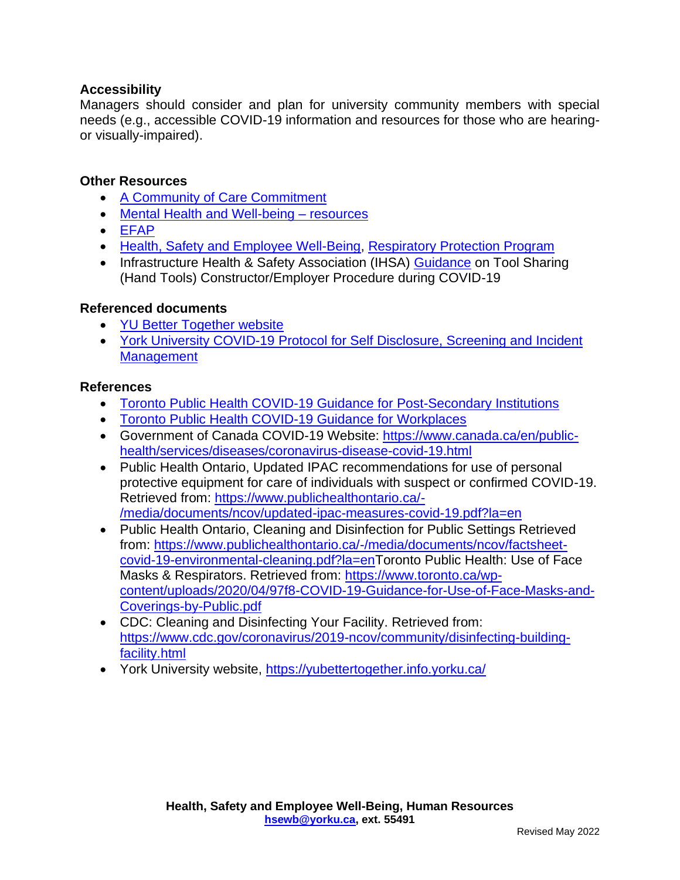### Accessibility

Managers should consider and plan for university community members with special needs (e.g., accessible COVID-19 information and resources for those who are hearing- or visually-impaired).

### Other Resources

- A Community of Care Commitment
- Mental Health and Well-being – resources
- EFAP
- Health, Safety and Employee Well-Being, Respiratory Protection Program
- Infrastructure Health & Safety Association (IHSA) Guidance on Tool Sharing (Hand Tools) Constructor/Employer Procedure during COVID-19

### Referenced documents

- YU Better Together website
- York University COVID-19 Protocol for Self Disclosure, Screening and Incident Management

### References

- Toronto Public Health COVID-19 Guidance for Post-Secondary Institutions
- Toronto Public Health COVID-19 Guidance for Workplaces
- Government of Canada COVID-19 Website: https://www.canada.ca/en/public-health/services/diseases/coronavirus-disease-covid-19.html
- Public Health Ontario, Updated IPAC recommendations for use of personal protective equipment for care of individuals with suspect or confirmed COVID-19. Retrieved from: https://www.publichealthontario.ca/-/media/documents/ncov/updated-ipac-measures-covid-19.pdf?la=en
- Public Health Ontario, Cleaning and Disinfection for Public Settings Retrieved from: https://www.publichealthontario.ca/-/media/documents/ncov/factsheet-covid-19-environmental-cleaning.pdf?la=enToronto Public Health: Use of Face Masks & Respirators. Retrieved from: https://www.toronto.ca/wp-content/uploads/2020/04/97f8-COVID-19-Guidance-for-Use-of-Face-Masks-and-Coverings-by-Public.pdf
- CDC: Cleaning and Disinfecting Your Facility. Retrieved from: https://www.cdc.gov/coronavirus/2019-ncov/community/disinfecting-building-facility.html
- York University website, https://yubettertogether.info.yorku.ca/

**Health, Safety and Employee Well-Being, Human Resources**
**hsewb@yorku.ca, ext. 55491**

Revised May 2022